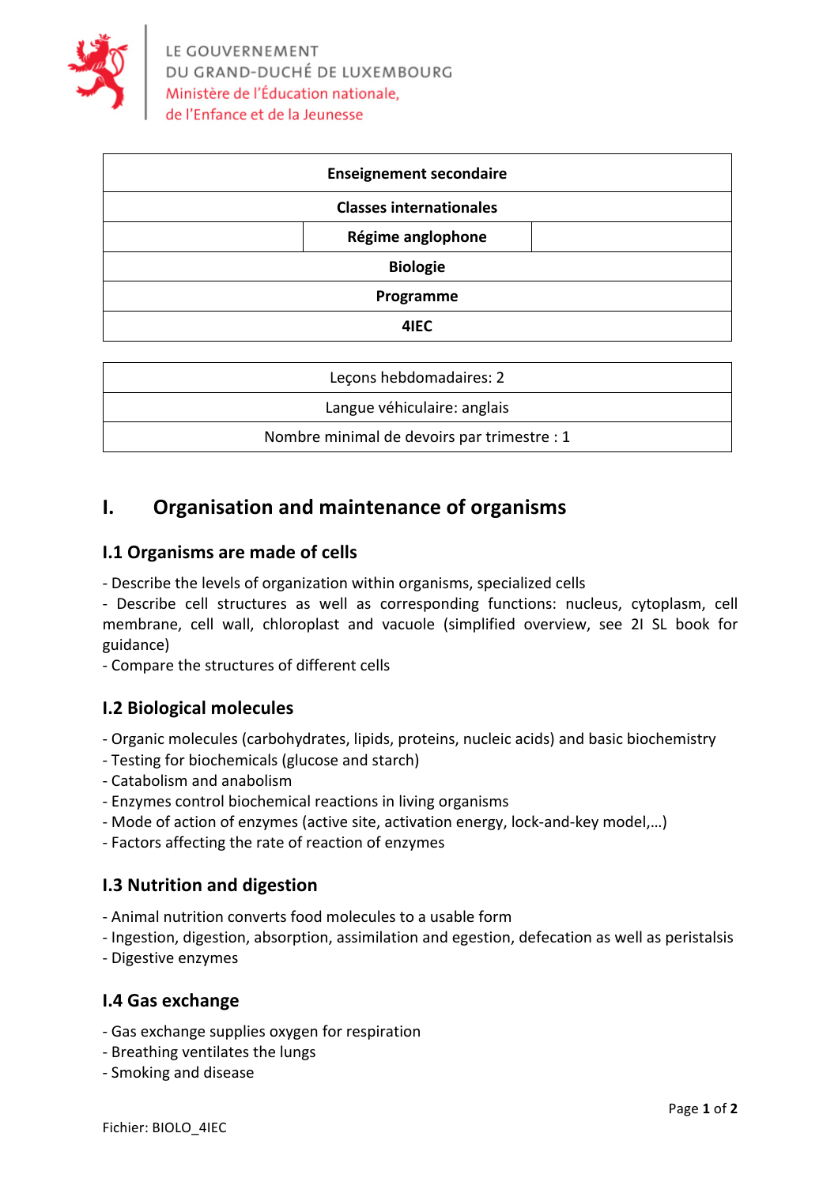LE GOUVERNEMENT
DU GRAND-DUCHÉ DE LUXEMBOURG
Ministère de l'Éducation nationale,
de l'Enfance et de la Jeunesse

| Enseignement secondaire | | |
|---|---|---|
| Classes internationales | | |
| | Régime anglophone | |
| Biologie | | |
| Programme | | |
| 4IEC | | |

| Leçons hebdomadaires: 2 |
|---|
| Langue véhiculaire: anglais |
| Nombre minimal de devoirs par trimestre : 1 |

# I. Organisation and maintenance of organisms

## I.1 Organisms are made of cells

- Describe the levels of organization within organisms, specialized cells
- Describe cell structures as well as corresponding functions: nucleus, cytoplasm, cell membrane, cell wall, chloroplast and vacuole (simplified overview, see 2I SL book for guidance)
- Compare the structures of different cells

## I.2 Biological molecules

- Organic molecules (carbohydrates, lipids, proteins, nucleic acids) and basic biochemistry
- Testing for biochemicals (glucose and starch)
- Catabolism and anabolism
- Enzymes control biochemical reactions in living organisms
- Mode of action of enzymes (active site, activation energy, lock-and-key model,…)
- Factors affecting the rate of reaction of enzymes

## I.3 Nutrition and digestion

- Animal nutrition converts food molecules to a usable form
- Ingestion, digestion, absorption, assimilation and egestion, defecation as well as peristalsis
- Digestive enzymes

## I.4 Gas exchange

- Gas exchange supplies oxygen for respiration
- Breathing ventilates the lungs
- Smoking and disease

Fichier: BIOLO_4IEC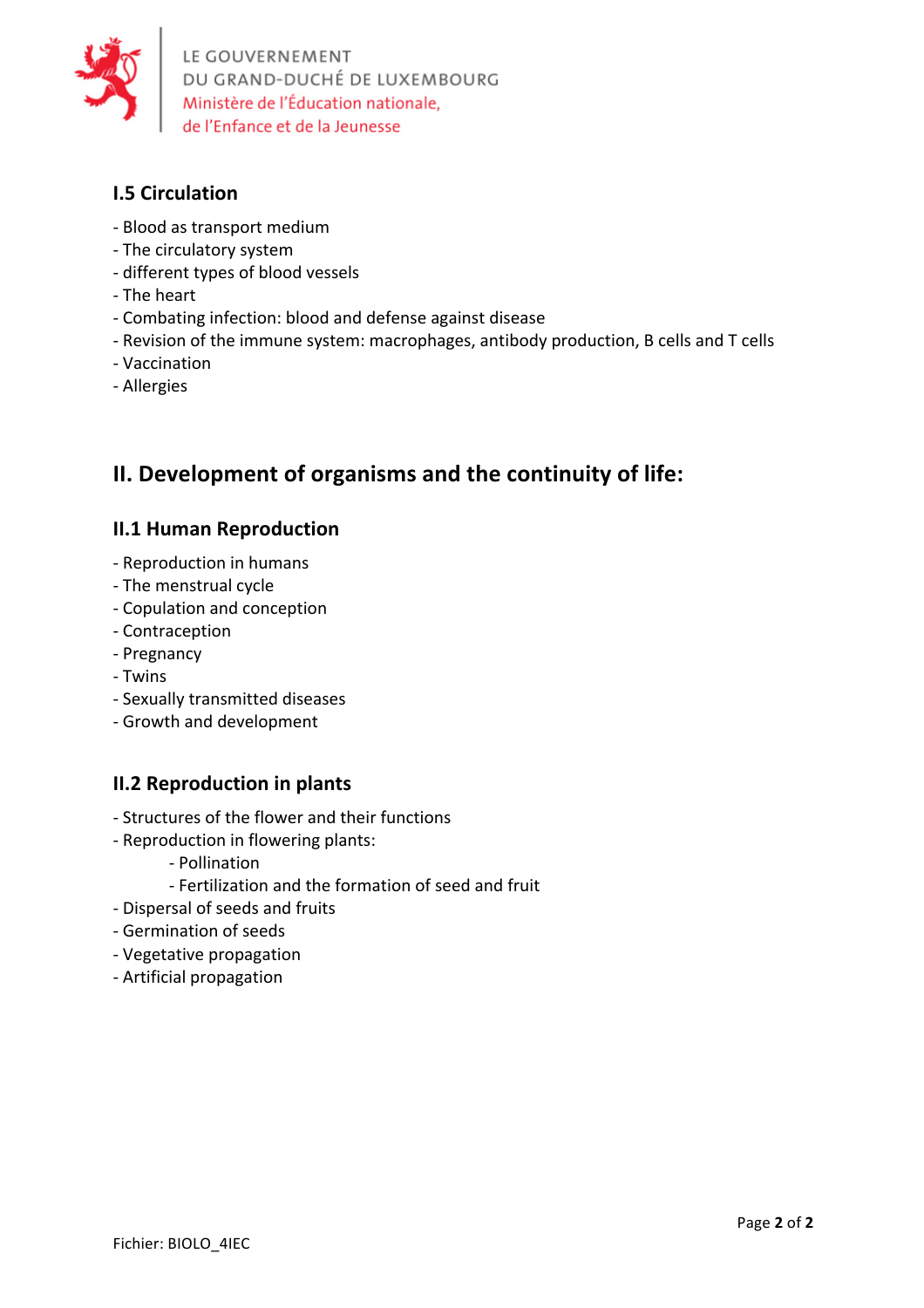### I.5 Circulation

- Blood as transport medium
- The circulatory system
- different types of blood vessels
- The heart
- Combating infection: blood and defense against disease
- Revision of the immune system: macrophages, antibody production, B cells and T cells
- Vaccination
- Allergies

## II. Development of organisms and the continuity of life:

### II.1 Human Reproduction

- Reproduction in humans
- The menstrual cycle
- Copulation and conception
- Contraception
- Pregnancy
- Twins
- Sexually transmitted diseases
- Growth and development

### II.2 Reproduction in plants

- Structures of the flower and their functions
- Reproduction in flowering plants:
    - Pollination
    - Fertilization and the formation of seed and fruit
- Dispersal of seeds and fruits
- Germination of seeds
- Vegetative propagation
- Artificial propagation